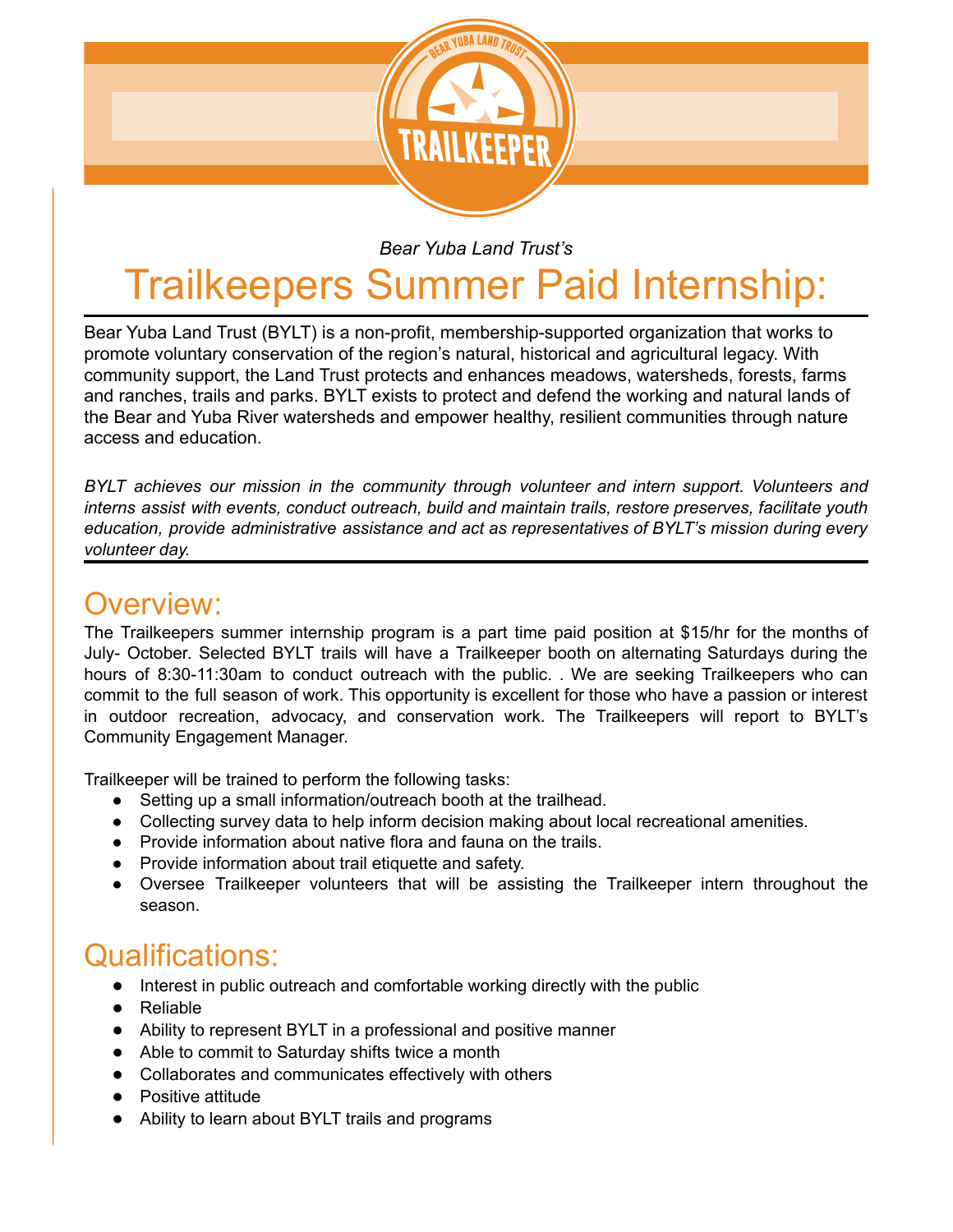*Bear Yuba Land Trust's*

# Trailkeepers Summer Paid Internship:

Bear Yuba Land Trust (BYLT) is a non-profit, membership-supported organization that works to promote voluntary conservation of the region's natural, historical and agricultural legacy. With community support, the Land Trust protects and enhances meadows, watersheds, forests, farms and ranches, trails and parks. BYLT exists to protect and defend the working and natural lands of the Bear and Yuba River watersheds and empower healthy, resilient communities through nature access and education.

*BYLT achieves our mission in the community through volunteer and intern support. Volunteers and interns assist with events, conduct outreach, build and maintain trails, restore preserves, facilitate youth education, provide administrative assistance and act as representatives of BYLT's mission during every volunteer day.*

## Overview:

The Trailkeepers summer internship program is a part time paid position at $15/hr for the months of July- October. Selected BYLT trails will have a Trailkeeper booth on alternating Saturdays during the hours of 8:30-11:30am to conduct outreach with the public. . We are seeking Trailkeepers who can commit to the full season of work. This opportunity is excellent for those who have a passion or interest in outdoor recreation, advocacy, and conservation work. The Trailkeepers will report to BYLT's Community Engagement Manager.

Trailkeeper will be trained to perform the following tasks:

- Setting up a small information/outreach booth at the trailhead.
- Collecting survey data to help inform decision making about local recreational amenities.
- Provide information about native flora and fauna on the trails.
- Provide information about trail etiquette and safety.
- Oversee Trailkeeper volunteers that will be assisting the Trailkeeper intern throughout the season.

## Qualifications:

- Interest in public outreach and comfortable working directly with the public
- Reliable
- Ability to represent BYLT in a professional and positive manner
- Able to commit to Saturday shifts twice a month
- Collaborates and communicates effectively with others
- Positive attitude
- Ability to learn about BYLT trails and programs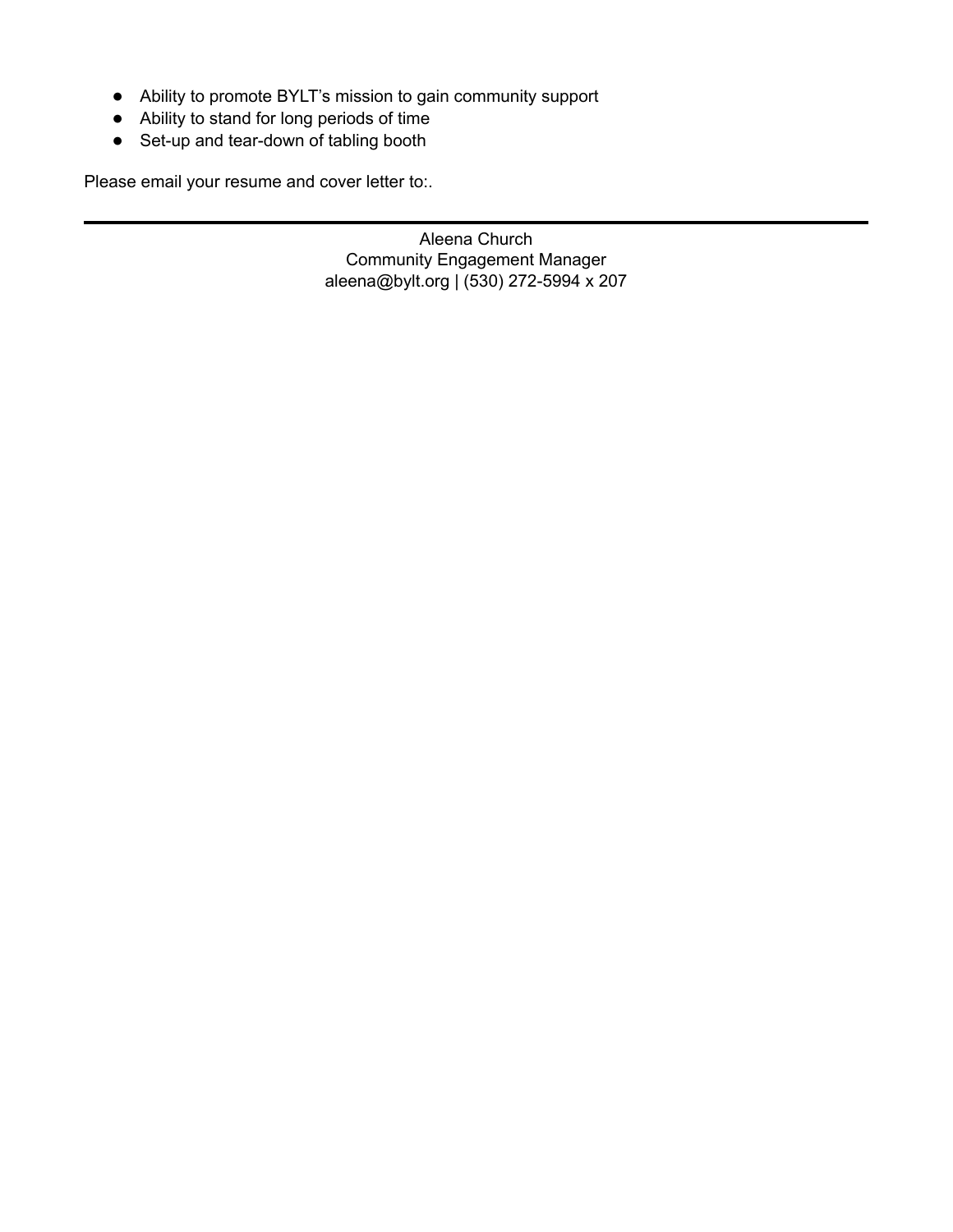- Ability to promote BYLT's mission to gain community support
- Ability to stand for long periods of time
- Set-up and tear-down of tabling booth

Please email your resume and cover letter to:.

---

Aleena Church
Community Engagement Manager
aleena@bylt.org | (530) 272-5994 x 207